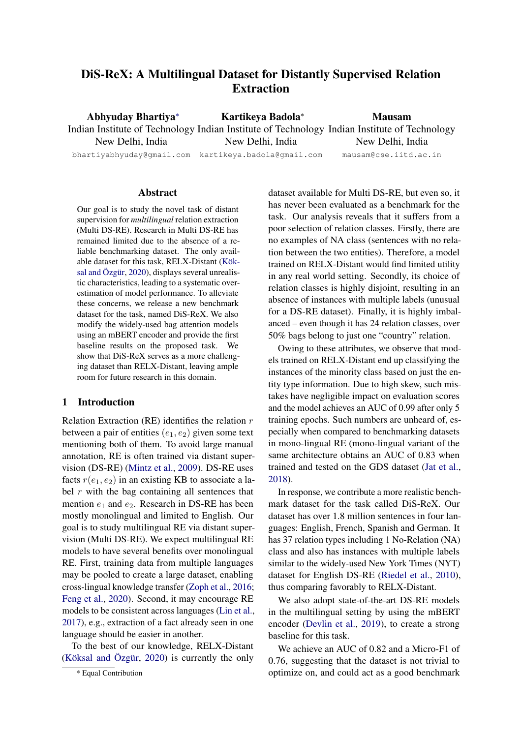# DiS-ReX: A Multilingual Dataset for Distantly Supervised Relation Extraction

**Abhyuday Bhartiya*** 
Indian Institute of Technology 
New Delhi, India 
bhartiyabhyuday@gmail.com

**Kartikeya Badola*** 
Indian Institute of Technology 
New Delhi, India 
kartikeya.badola@gmail.com

**Mausam** 
Indian Institute of Technology 
New Delhi, India 
mausam@cse.iitd.ac.in

## Abstract

Our goal is to study the novel task of distant supervision for *multilingual* relation extraction (Multi DS-RE). Research in Multi DS-RE has remained limited due to the absence of a reliable benchmarking dataset. The only available dataset for this task, RELX-Distant (Köksal and Özgür, 2020), displays several unrealistic characteristics, leading to a systematic overestimation of model performance. To alleviate these concerns, we release a new benchmark dataset for the task, named DiS-ReX. We also modify the widely-used bag attention models using an mBERT encoder and provide the first baseline results on the proposed task. We show that DiS-ReX serves as a more challenging dataset than RELX-Distant, leaving ample room for future research in this domain.

## 1 Introduction

Relation Extraction (RE) identifies the relation $r$ between a pair of entities $(e_1, e_2)$ given some text mentioning both of them. To avoid large manual annotation, RE is often trained via distant supervision (DS-RE) (Mintz et al., 2009). DS-RE uses facts $r(e_1, e_2)$ in an existing KB to associate a label $r$ with the bag containing all sentences that mention $e_1$ and $e_2$. Research in DS-RE has been mostly monolingual and limited to English. Our goal is to study multilingual RE via distant supervision (Multi DS-RE). We expect multilingual RE models to have several benefits over monolingual RE. First, training data from multiple languages may be pooled to create a large dataset, enabling cross-lingual knowledge transfer (Zoph et al., 2016; Feng et al., 2020). Second, it may encourage RE models to be consistent across languages (Lin et al., 2017), e.g., extraction of a fact already seen in one language should be easier in another.

To the best of our knowledge, RELX-Distant (Köksal and Özgür, 2020) is currently the only dataset available for Multi DS-RE, but even so, it has never been evaluated as a benchmark for the task. Our analysis reveals that it suffers from a poor selection of relation classes. Firstly, there are no examples of NA class (sentences with no relation between the two entities). Therefore, a model trained on RELX-Distant would find limited utility in any real world setting. Secondly, its choice of relation classes is highly disjoint, resulting in an absence of instances with multiple labels (unusual for a DS-RE dataset). Finally, it is highly imbalanced – even though it has 24 relation classes, over 50% bags belong to just one "country" relation.

Owing to these attributes, we observe that models trained on RELX-Distant end up classifying the instances of the minority class based on just the entity type information. Due to high skew, such mistakes have negligible impact on evaluation scores and the model achieves an AUC of 0.99 after only 5 training epochs. Such numbers are unheard of, especially when compared to benchmarking datasets in mono-lingual RE (mono-lingual variant of the same architecture obtains an AUC of 0.83 when trained and tested on the GDS dataset (Jat et al., 2018).

In response, we contribute a more realistic benchmark dataset for the task called DiS-ReX. Our dataset has over 1.8 million sentences in four languages: English, French, Spanish and German. It has 37 relation types including 1 No-Relation (NA) class and also has instances with multiple labels similar to the widely-used New York Times (NYT) dataset for English DS-RE (Riedel et al., 2010), thus comparing favorably to RELX-Distant.

We also adopt state-of-the-art DS-RE models in the multilingual setting by using the mBERT encoder (Devlin et al., 2019), to create a strong baseline for this task.

We achieve an AUC of 0.82 and a Micro-F1 of 0.76, suggesting that the dataset is not trivial to optimize on, and could act as a good benchmark

\* Equal Contribution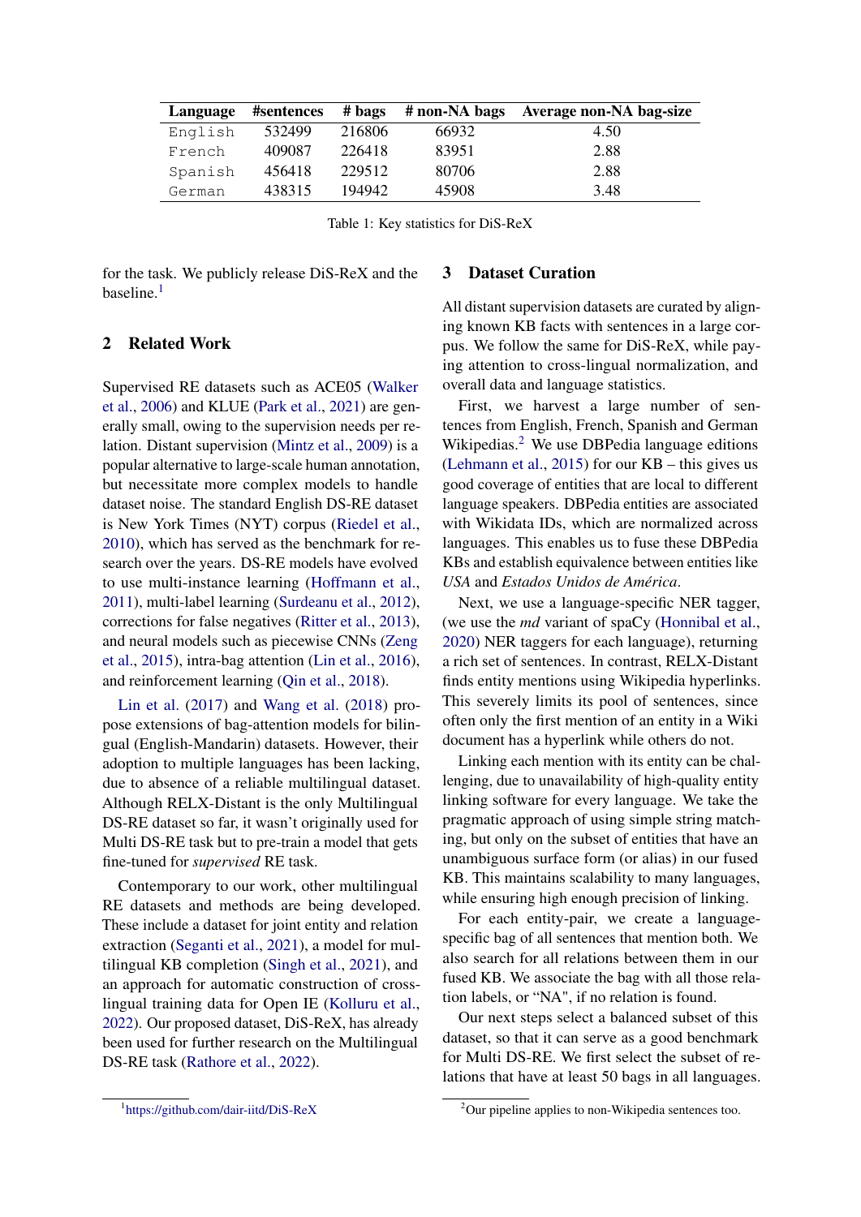| Language | #sentences | # bags | # non-NA bags | Average non-NA bag-size |
|---|---|---|---|---|
| English | 532499 | 216806 | 66932 | 4.50 |
| French | 409087 | 226418 | 83951 | 2.88 |
| Spanish | 456418 | 229512 | 80706 | 2.88 |
| German | 438315 | 194942 | 45908 | 3.48 |

Table 1: Key statistics for DiS-ReX

for the task. We publicly release DiS-ReX and the baseline.[1]

## 2 Related Work

Supervised RE datasets such as ACE05 (Walker et al., 2006) and KLUE (Park et al., 2021) are generally small, owing to the supervision needs per relation. Distant supervision (Mintz et al., 2009) is a popular alternative to large-scale human annotation, but necessitate more complex models to handle dataset noise. The standard English DS-RE dataset is New York Times (NYT) corpus (Riedel et al., 2010), which has served as the benchmark for research over the years. DS-RE models have evolved to use multi-instance learning (Hoffmann et al., 2011), multi-label learning (Surdeanu et al., 2012), corrections for false negatives (Ritter et al., 2013), and neural models such as piecewise CNNs (Zeng et al., 2015), intra-bag attention (Lin et al., 2016), and reinforcement learning (Qin et al., 2018).

Lin et al. (2017) and Wang et al. (2018) propose extensions of bag-attention models for bilingual (English-Mandarin) datasets. However, their adoption to multiple languages has been lacking, due to absence of a reliable multilingual dataset. Although RELX-Distant is the only Multilingual DS-RE dataset so far, it wasn't originally used for Multi DS-RE task but to pre-train a model that gets fine-tuned for *supervised* RE task.

Contemporary to our work, other multilingual RE datasets and methods are being developed. These include a dataset for joint entity and relation extraction (Seganti et al., 2021), a model for multilingual KB completion (Singh et al., 2021), and an approach for automatic construction of cross-lingual training data for Open IE (Kolluru et al., 2022). Our proposed dataset, DiS-ReX, has already been used for further research on the Multilingual DS-RE task (Rathore et al., 2022).

## 3 Dataset Curation

All distant supervision datasets are curated by aligning known KB facts with sentences in a large corpus. We follow the same for DiS-ReX, while paying attention to cross-lingual normalization, and overall data and language statistics.

First, we harvest a large number of sentences from English, French, Spanish and German Wikipedias.[2] We use DBPedia language editions (Lehmann et al., 2015) for our KB – this gives us good coverage of entities that are local to different language speakers. DBPedia entities are associated with Wikidata IDs, which are normalized across languages. This enables us to fuse these DBPedia KBs and establish equivalence between entities like *USA* and *Estados Unidos de América*.

Next, we use a language-specific NER tagger, (we use the *md* variant of spaCy (Honnibal et al., 2020) NER taggers for each language), returning a rich set of sentences. In contrast, RELX-Distant finds entity mentions using Wikipedia hyperlinks. This severely limits its pool of sentences, since often only the first mention of an entity in a Wiki document has a hyperlink while others do not.

Linking each mention with its entity can be challenging, due to unavailability of high-quality entity linking software for every language. We take the pragmatic approach of using simple string matching, but only on the subset of entities that have an unambiguous surface form (or alias) in our fused KB. This maintains scalability to many languages, while ensuring high enough precision of linking.

For each entity-pair, we create a language-specific bag of all sentences that mention both. We also search for all relations between them in our fused KB. We associate the bag with all those relation labels, or "NA", if no relation is found.

Our next steps select a balanced subset of this dataset, so that it can serve as a good benchmark for Multi DS-RE. We first select the subset of relations that have at least 50 bags in all languages.

[1] https://github.com/dair-iitd/DiS-ReX

[2] Our pipeline applies to non-Wikipedia sentences too.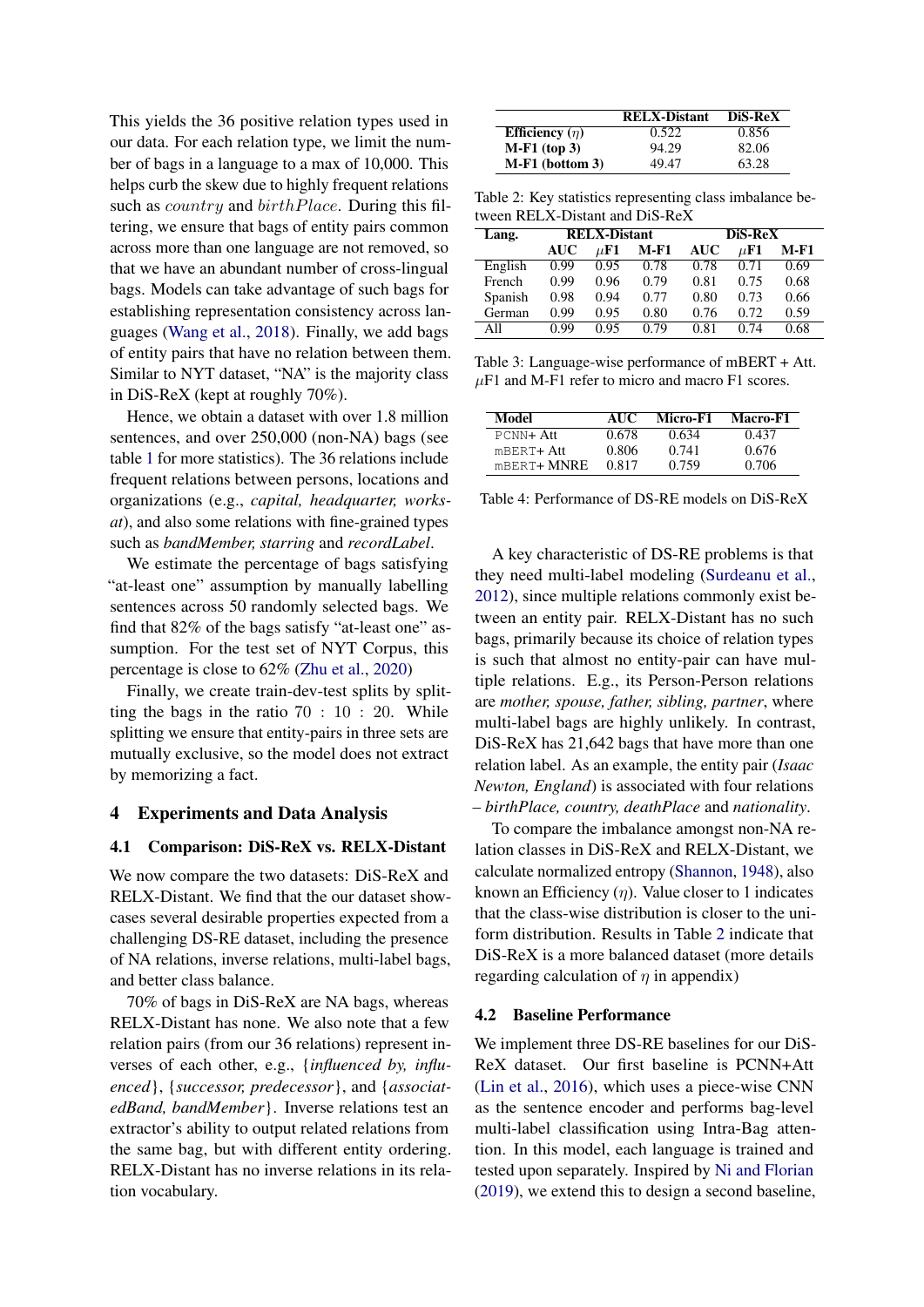This yields the 36 positive relation types used in our data. For each relation type, we limit the number of bags in a language to a max of 10,000. This helps curb the skew due to highly frequent relations such as $country$ and $birthPlace$. During this filtering, we ensure that bags of entity pairs common across more than one language are not removed, so that we have an abundant number of cross-lingual bags. Models can take advantage of such bags for establishing representation consistency across languages (Wang et al., 2018). Finally, we add bags of entity pairs that have no relation between them. Similar to NYT dataset, "NA" is the majority class in DiS-ReX (kept at roughly 70%).

Hence, we obtain a dataset with over 1.8 million sentences, and over 250,000 (non-NA) bags (see table 1 for more statistics). The 36 relations include frequent relations between persons, locations and organizations (e.g., *capital, headquarter, works-at*), and also some relations with fine-grained types such as *bandMember, starring* and *recordLabel*.

We estimate the percentage of bags satisfying "at-least one" assumption by manually labelling sentences across 50 randomly selected bags. We find that 82% of the bags satisfy "at-least one" assumption. For the test set of NYT Corpus, this percentage is close to 62% (Zhu et al., 2020)

Finally, we create train-dev-test splits by splitting the bags in the ratio $70 : 10 : 20$. While splitting we ensure that entity-pairs in three sets are mutually exclusive, so the model does not extract by memorizing a fact.

## 4 Experiments and Data Analysis

### 4.1 Comparison: DiS-ReX vs. RELX-Distant

We now compare the two datasets: DiS-ReX and RELX-Distant. We find that the our dataset showcases several desirable properties expected from a challenging DS-RE dataset, including the presence of NA relations, inverse relations, multi-label bags, and better class balance.

70% of bags in DiS-ReX are NA bags, whereas RELX-Distant has none. We also note that a few relation pairs (from our 36 relations) represent inverses of each other, e.g., {*influenced by, influenced*}, {*successor, predecessor*}, and {*associatedBand, bandMember*}. Inverse relations test an extractor's ability to output related relations from the same bag, but with different entity ordering. RELX-Distant has no inverse relations in its relation vocabulary.

| | RELX-Distant | DiS-ReX |
|---|---|---|
| **Efficiency** ($\eta$) | 0.522 | 0.856 |
| **M-F1 (top 3)** | 94.29 | 82.06 |
| **M-F1 (bottom 3)** | 49.47 | 63.28 |

Table 2: Key statistics representing class imbalance between RELX-Distant and DiS-ReX

| Lang. | RELX-Distant | | | DiS-ReX | | |
|---|---|---|---|---|---|---|
| | AUC | $\mu$F1 | M-F1 | AUC | $\mu$F1 | M-F1 |
| English | 0.99 | 0.95 | 0.78 | 0.78 | 0.71 | 0.69 |
| French | 0.99 | 0.96 | 0.79 | 0.81 | 0.75 | 0.68 |
| Spanish | 0.98 | 0.94 | 0.77 | 0.80 | 0.73 | 0.66 |
| German | 0.99 | 0.95 | 0.80 | 0.76 | 0.72 | 0.59 |
| All | 0.99 | 0.95 | 0.79 | 0.81 | 0.74 | 0.68 |

Table 3: Language-wise performance of mBERT + Att. $\mu$F1 and M-F1 refer to micro and macro F1 scores.

| Model | AUC | Micro-F1 | Macro-F1 |
|---|---|---|---|
| PCNN+ Att | 0.678 | 0.634 | 0.437 |
| mBERT+ Att | 0.806 | 0.741 | 0.676 |
| mBERT+ MNRE | 0.817 | 0.759 | 0.706 |

Table 4: Performance of DS-RE models on DiS-ReX

A key characteristic of DS-RE problems is that they need multi-label modeling (Surdeanu et al., 2012), since multiple relations commonly exist between an entity pair. RELX-Distant has no such bags, primarily because its choice of relation types is such that almost no entity-pair can have multiple relations. E.g., its Person-Person relations are *mother, spouse, father, sibling, partner*, where multi-label bags are highly unlikely. In contrast, DiS-ReX has 21,642 bags that have more than one relation label. As an example, the entity pair (*Isaac Newton, England*) is associated with four relations – *birthPlace, country, deathPlace* and *nationality*.

To compare the imbalance amongst non-NA relation classes in DiS-ReX and RELX-Distant, we calculate normalized entropy (Shannon, 1948), also known an Efficiency ($\eta$). Value closer to 1 indicates that the class-wise distribution is closer to the uniform distribution. Results in Table 2 indicate that DiS-ReX is a more balanced dataset (more details regarding calculation of $\eta$ in appendix)

### 4.2 Baseline Performance

We implement three DS-RE baselines for our DiS-ReX dataset. Our first baseline is PCNN+Att (Lin et al., 2016), which uses a piece-wise CNN as the sentence encoder and performs bag-level multi-label classification using Intra-Bag attention. In this model, each language is trained and tested upon separately. Inspired by Ni and Florian (2019), we extend this to design a second baseline,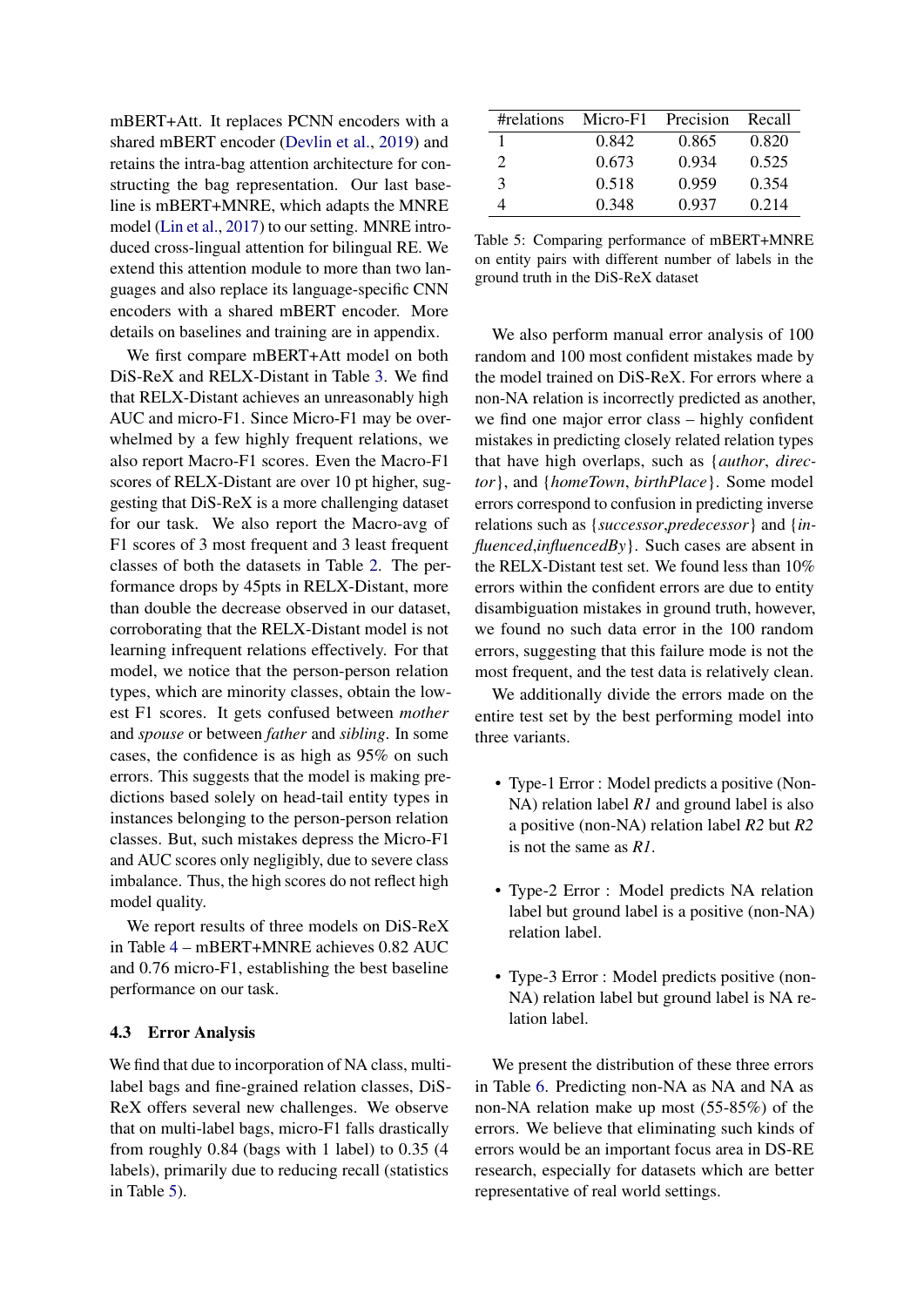mBERT+Att. It replaces PCNN encoders with a shared mBERT encoder (Devlin et al., 2019) and retains the intra-bag attention architecture for constructing the bag representation. Our last baseline is mBERT+MNRE, which adapts the MNRE model (Lin et al., 2017) to our setting. MNRE introduced cross-lingual attention for bilingual RE. We extend this attention module to more than two languages and also replace its language-specific CNN encoders with a shared mBERT encoder. More details on baselines and training are in appendix.

We first compare mBERT+Att model on both DiS-ReX and RELX-Distant in Table 3. We find that RELX-Distant achieves an unreasonably high AUC and micro-F1. Since Micro-F1 may be overwhelmed by a few highly frequent relations, we also report Macro-F1 scores. Even the Macro-F1 scores of RELX-Distant are over 10 pt higher, suggesting that DiS-ReX is a more challenging dataset for our task. We also report the Macro-avg of F1 scores of 3 most frequent and 3 least frequent classes of both the datasets in Table 2. The performance drops by 45pts in RELX-Distant, more than double the decrease observed in our dataset, corroborating that the RELX-Distant model is not learning infrequent relations effectively. For that model, we notice that the person-person relation types, which are minority classes, obtain the lowest F1 scores. It gets confused between *mother* and *spouse* or between *father* and *sibling*. In some cases, the confidence is as high as 95% on such errors. This suggests that the model is making predictions based solely on head-tail entity types in instances belonging to the person-person relation classes. But, such mistakes depress the Micro-F1 and AUC scores only negligibly, due to severe class imbalance. Thus, the high scores do not reflect high model quality.

We report results of three models on DiS-ReX in Table 4 – mBERT+MNRE achieves 0.82 AUC and 0.76 micro-F1, establishing the best baseline performance on our task.

### 4.3 Error Analysis

We find that due to incorporation of NA class, multi-label bags and fine-grained relation classes, DiS-ReX offers several new challenges. We observe that on multi-label bags, micro-F1 falls drastically from roughly 0.84 (bags with 1 label) to 0.35 (4 labels), primarily due to reducing recall (statistics in Table 5).

| #relations | Micro-F1 | Precision | Recall |
|---|---|---|---|
| 1 | 0.842 | 0.865 | 0.820 |
| 2 | 0.673 | 0.934 | 0.525 |
| 3 | 0.518 | 0.959 | 0.354 |
| 4 | 0.348 | 0.937 | 0.214 |

Table 5: Comparing performance of mBERT+MNRE on entity pairs with different number of labels in the ground truth in the DiS-ReX dataset

We also perform manual error analysis of 100 random and 100 most confident mistakes made by the model trained on DiS-ReX. For errors where a non-NA relation is incorrectly predicted as another, we find one major error class – highly confident mistakes in predicting closely related relation types that have high overlaps, such as {*author*, *director*}, and {*homeTown*, *birthPlace*}. Some model errors correspond to confusion in predicting inverse relations such as {*successor*,*predecessor*} and {*influenced*,*influencedBy*}. Such cases are absent in the RELX-Distant test set. We found less than 10% errors within the confident errors are due to entity disambiguation mistakes in ground truth, however, we found no such data error in the 100 random errors, suggesting that this failure mode is not the most frequent, and the test data is relatively clean.

We additionally divide the errors made on the entire test set by the best performing model into three variants.

- Type-1 Error : Model predicts a positive (Non-NA) relation label *R1* and ground label is also a positive (non-NA) relation label *R2* but *R2* is not the same as *R1*.
- Type-2 Error : Model predicts NA relation label but ground label is a positive (non-NA) relation label.
- Type-3 Error : Model predicts positive (non-NA) relation label but ground label is NA relation label.

We present the distribution of these three errors in Table 6. Predicting non-NA as NA and NA as non-NA relation make up most (55-85%) of the errors. We believe that eliminating such kinds of errors would be an important focus area in DS-RE research, especially for datasets which are better representative of real world settings.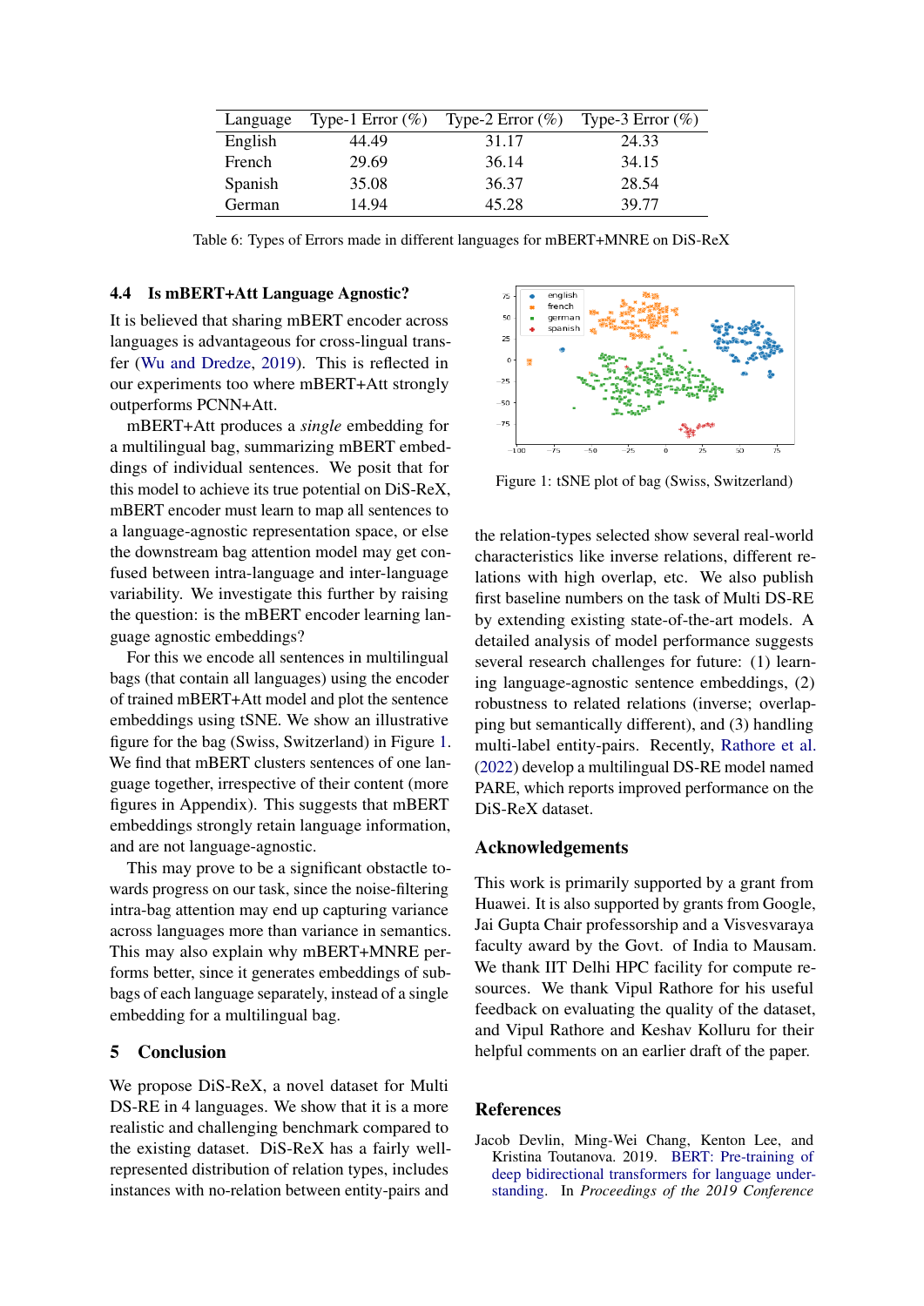| Language | Type-1 Error (%) | Type-2 Error (%) | Type-3 Error (%) |
|---|---|---|---|
| English | 44.49 | 31.17 | 24.33 |
| French | 29.69 | 36.14 | 34.15 |
| Spanish | 35.08 | 36.37 | 28.54 |
| German | 14.94 | 45.28 | 39.77 |

Table 6: Types of Errors made in different languages for mBERT+MNRE on DiS-ReX

### 4.4 Is mBERT+Att Language Agnostic?

It is believed that sharing mBERT encoder across languages is advantageous for cross-lingual transfer (Wu and Dredze, 2019). This is reflected in our experiments too where mBERT+Att strongly outperforms PCNN+Att.

mBERT+Att produces a *single* embedding for a multilingual bag, summarizing mBERT embeddings of individual sentences. We posit that for this model to achieve its true potential on DiS-ReX, mBERT encoder must learn to map all sentences to a language-agnostic representation space, or else the downstream bag attention model may get confused between intra-language and inter-language variability. We investigate this further by raising the question: is the mBERT encoder learning language agnostic embeddings?

For this we encode all sentences in multilingual bags (that contain all languages) using the encoder of trained mBERT+Att model and plot the sentence embeddings using tSNE. We show an illustrative figure for the bag (Swiss, Switzerland) in Figure 1. We find that mBERT clusters sentences of one language together, irrespective of their content (more figures in Appendix). This suggests that mBERT embeddings strongly retain language information, and are not language-agnostic.

This may prove to be a significant obstactle towards progress on our task, since the noise-filtering intra-bag attention may end up capturing variance across languages more than variance in semantics. This may also explain why mBERT+MNRE performs better, since it generates embeddings of subbags of each language separately, instead of a single embedding for a multilingual bag.

Figure 1: tSNE plot of bag (Swiss, Switzerland)

## 5 Conclusion

We propose DiS-ReX, a novel dataset for Multi DS-RE in 4 languages. We show that it is a more realistic and challenging benchmark compared to the existing dataset. DiS-ReX has a fairly well-represented distribution of relation types, includes instances with no-relation between entity-pairs and the relation-types selected show several real-world characteristics like inverse relations, different relations with high overlap, etc. We also publish first baseline numbers on the task of Multi DS-RE by extending existing state-of-the-art models. A detailed analysis of model performance suggests several research challenges for future: (1) learning language-agnostic sentence embeddings, (2) robustness to related relations (inverse; overlapping but semantically different), and (3) handling multi-label entity-pairs. Recently, Rathore et al. (2022) develop a multilingual DS-RE model named PARE, which reports improved performance on the DiS-ReX dataset.

## Acknowledgements

This work is primarily supported by a grant from Huawei. It is also supported by grants from Google, Jai Gupta Chair professorship and a Visvesvaraya faculty award by the Govt. of India to Mausam. We thank IIT Delhi HPC facility for compute resources. We thank Vipul Rathore for his useful feedback on evaluating the quality of the dataset, and Vipul Rathore and Keshav Kolluru for their helpful comments on an earlier draft of the paper.

## References

Jacob Devlin, Ming-Wei Chang, Kenton Lee, and Kristina Toutanova. 2019. BERT: Pre-training of deep bidirectional transformers for language understanding. In *Proceedings of the 2019 Conference*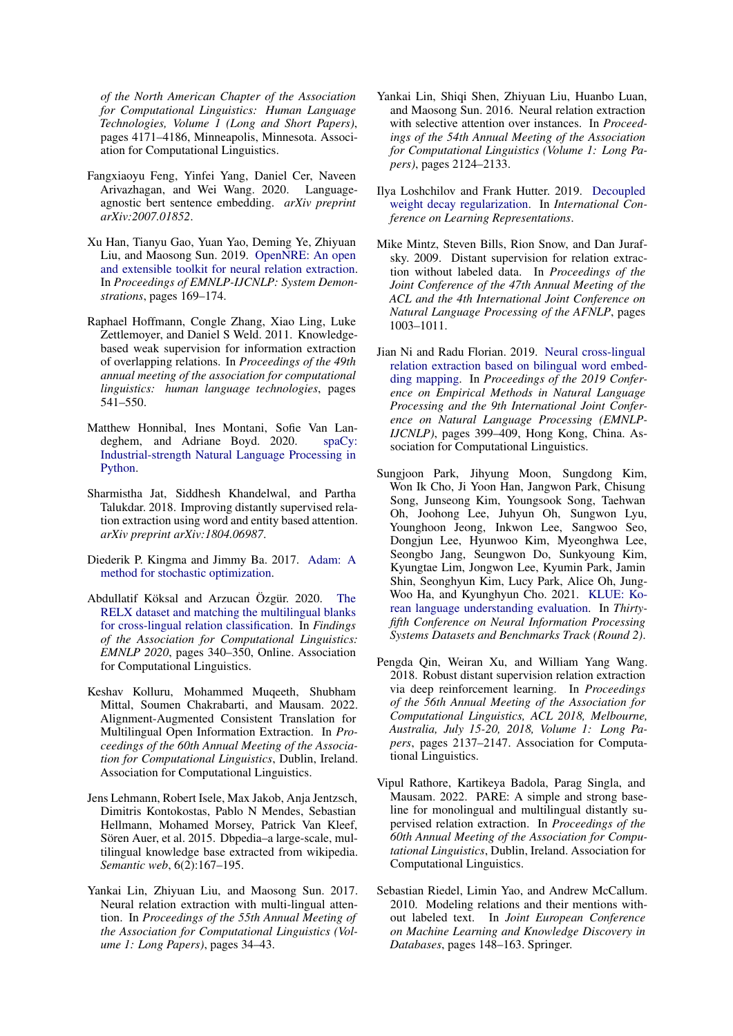*of the North American Chapter of the Association for Computational Linguistics: Human Language Technologies, Volume 1 (Long and Short Papers)*, pages 4171–4186, Minneapolis, Minnesota. Association for Computational Linguistics.

Fangxiaoyu Feng, Yinfei Yang, Daniel Cer, Naveen Arivazhagan, and Wei Wang. 2020. Language-agnostic bert sentence embedding. *arXiv preprint arXiv:2007.01852*.

Xu Han, Tianyu Gao, Yuan Yao, Deming Ye, Zhiyuan Liu, and Maosong Sun. 2019. OpenNRE: An open and extensible toolkit for neural relation extraction. In *Proceedings of EMNLP-IJCNLP: System Demonstrations*, pages 169–174.

Raphael Hoffmann, Congle Zhang, Xiao Ling, Luke Zettlemoyer, and Daniel S Weld. 2011. Knowledge-based weak supervision for information extraction of overlapping relations. In *Proceedings of the 49th annual meeting of the association for computational linguistics: human language technologies*, pages 541–550.

Matthew Honnibal, Ines Montani, Sofie Van Landeghem, and Adriane Boyd. 2020. spaCy: Industrial-strength Natural Language Processing in Python.

Sharmistha Jat, Siddhesh Khandelwal, and Partha Talukdar. 2018. Improving distantly supervised relation extraction using word and entity based attention. *arXiv preprint arXiv:1804.06987*.

Diederik P. Kingma and Jimmy Ba. 2017. Adam: A method for stochastic optimization.

Abdullatif Köksal and Arzucan Özgür. 2020. The RELX dataset and matching the multilingual blanks for cross-lingual relation classification. In *Findings of the Association for Computational Linguistics: EMNLP 2020*, pages 340–350, Online. Association for Computational Linguistics.

Keshav Kolluru, Mohammed Muqeeth, Shubham Mittal, Soumen Chakrabarti, and Mausam. 2022. Alignment-Augmented Consistent Translation for Multilingual Open Information Extraction. In *Proceedings of the 60th Annual Meeting of the Association for Computational Linguistics*, Dublin, Ireland. Association for Computational Linguistics.

Jens Lehmann, Robert Isele, Max Jakob, Anja Jentzsch, Dimitris Kontokostas, Pablo N Mendes, Sebastian Hellmann, Mohamed Morsey, Patrick Van Kleef, Sören Auer, et al. 2015. Dbpedia–a large-scale, multilingual knowledge base extracted from wikipedia. *Semantic web*, 6(2):167–195.

Yankai Lin, Zhiyuan Liu, and Maosong Sun. 2017. Neural relation extraction with multi-lingual attention. In *Proceedings of the 55th Annual Meeting of the Association for Computational Linguistics (Volume 1: Long Papers)*, pages 34–43.

Yankai Lin, Shiqi Shen, Zhiyuan Liu, Huanbo Luan, and Maosong Sun. 2016. Neural relation extraction with selective attention over instances. In *Proceedings of the 54th Annual Meeting of the Association for Computational Linguistics (Volume 1: Long Papers)*, pages 2124–2133.

Ilya Loshchilov and Frank Hutter. 2019. Decoupled weight decay regularization. In *International Conference on Learning Representations*.

Mike Mintz, Steven Bills, Rion Snow, and Dan Jurafsky. 2009. Distant supervision for relation extraction without labeled data. In *Proceedings of the Joint Conference of the 47th Annual Meeting of the ACL and the 4th International Joint Conference on Natural Language Processing of the AFNLP*, pages 1003–1011.

Jian Ni and Radu Florian. 2019. Neural cross-lingual relation extraction based on bilingual word embedding mapping. In *Proceedings of the 2019 Conference on Empirical Methods in Natural Language Processing and the 9th International Joint Conference on Natural Language Processing (EMNLP-IJCNLP)*, pages 399–409, Hong Kong, China. Association for Computational Linguistics.

Sungjoon Park, Jihyung Moon, Sungdong Kim, Won Ik Cho, Ji Yoon Han, Jangwon Park, Chisung Song, Junseong Kim, Youngsook Song, Taehwan Oh, Joohong Lee, Juhyun Oh, Sungwon Lyu, Younghoon Jeong, Inkwon Lee, Sangwoo Seo, Dongjun Lee, Hyunwoo Kim, Myeonghwa Lee, Seongbo Jang, Seungwon Do, Sunkyoung Kim, Kyungtae Lim, Jongwon Lee, Kyumin Park, Jamin Shin, Seonghyun Kim, Lucy Park, Alice Oh, Jung-Woo Ha, and Kyunghyun Cho. 2021. KLUE: Korean language understanding evaluation. In *Thirty-fifth Conference on Neural Information Processing Systems Datasets and Benchmarks Track (Round 2)*.

Pengda Qin, Weiran Xu, and William Yang Wang. 2018. Robust distant supervision relation extraction via deep reinforcement learning. In *Proceedings of the 56th Annual Meeting of the Association for Computational Linguistics, ACL 2018, Melbourne, Australia, July 15-20, 2018, Volume 1: Long Papers*, pages 2137–2147. Association for Computational Linguistics.

Vipul Rathore, Kartikeya Badola, Parag Singla, and Mausam. 2022. PARE: A simple and strong baseline for monolingual and multilingual distantly supervised relation extraction. In *Proceedings of the 60th Annual Meeting of the Association for Computational Linguistics*, Dublin, Ireland. Association for Computational Linguistics.

Sebastian Riedel, Limin Yao, and Andrew McCallum. 2010. Modeling relations and their mentions without labeled text. In *Joint European Conference on Machine Learning and Knowledge Discovery in Databases*, pages 148–163. Springer.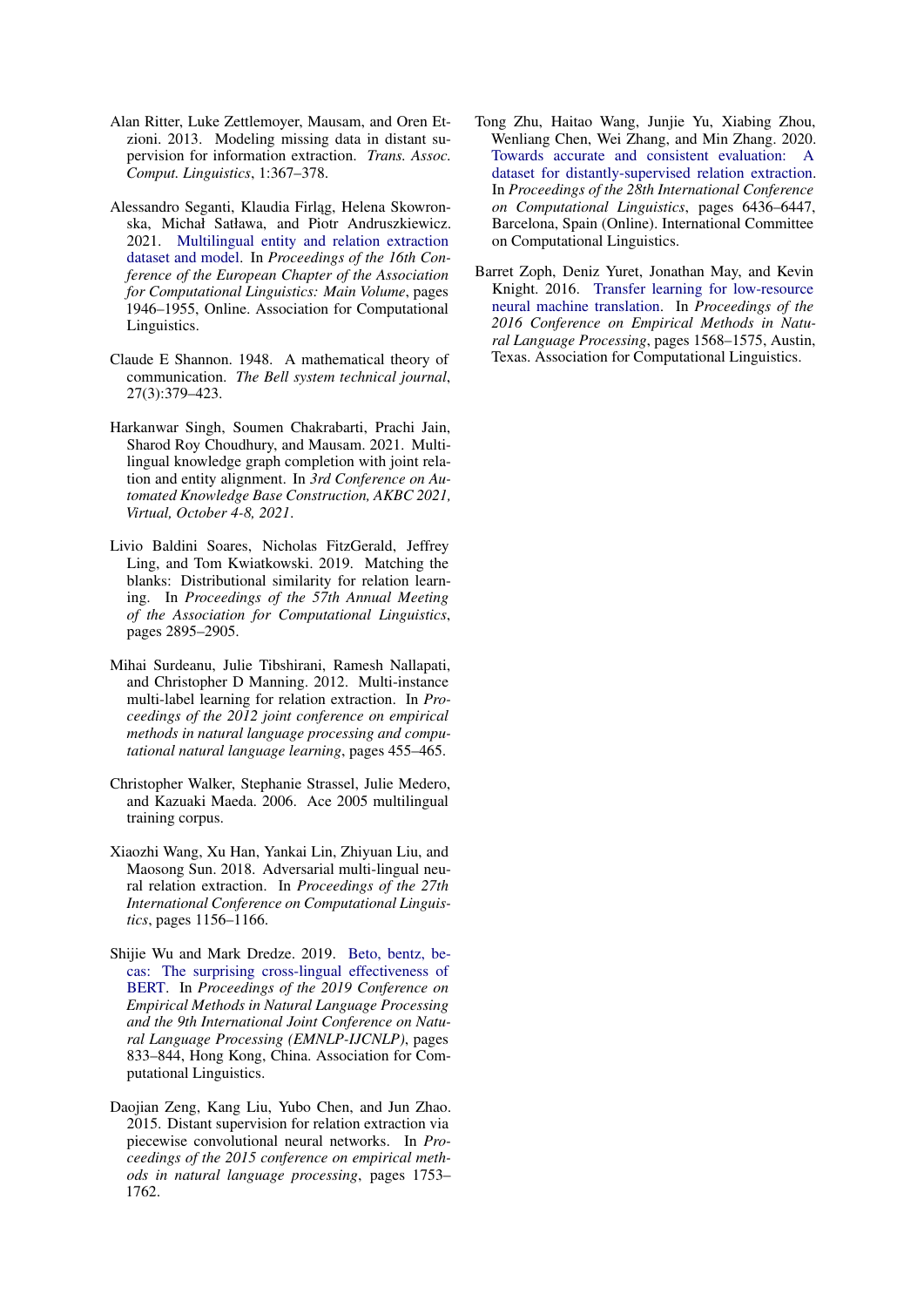Alan Ritter, Luke Zettlemoyer, Mausam, and Oren Etzioni. 2013. Modeling missing data in distant supervision for information extraction. *Trans. Assoc. Comput. Linguistics*, 1:367–378.

Alessandro Seganti, Klaudia Firląg, Helena Skowronska, Michał Satława, and Piotr Andruszkiewicz. 2021. Multilingual entity and relation extraction dataset and model. In *Proceedings of the 16th Conference of the European Chapter of the Association for Computational Linguistics: Main Volume*, pages 1946–1955, Online. Association for Computational Linguistics.

Claude E Shannon. 1948. A mathematical theory of communication. *The Bell system technical journal*, 27(3):379–423.

Harkanwar Singh, Soumen Chakrabarti, Prachi Jain, Sharod Roy Choudhury, and Mausam. 2021. Multilingual knowledge graph completion with joint relation and entity alignment. In *3rd Conference on Automated Knowledge Base Construction, AKBC 2021, Virtual, October 4-8, 2021*.

Livio Baldini Soares, Nicholas FitzGerald, Jeffrey Ling, and Tom Kwiatkowski. 2019. Matching the blanks: Distributional similarity for relation learning. In *Proceedings of the 57th Annual Meeting of the Association for Computational Linguistics*, pages 2895–2905.

Mihai Surdeanu, Julie Tibshirani, Ramesh Nallapati, and Christopher D Manning. 2012. Multi-instance multi-label learning for relation extraction. In *Proceedings of the 2012 joint conference on empirical methods in natural language processing and computational natural language learning*, pages 455–465.

Christopher Walker, Stephanie Strassel, Julie Medero, and Kazuaki Maeda. 2006. Ace 2005 multilingual training corpus.

Xiaozhi Wang, Xu Han, Yankai Lin, Zhiyuan Liu, and Maosong Sun. 2018. Adversarial multi-lingual neural relation extraction. In *Proceedings of the 27th International Conference on Computational Linguistics*, pages 1156–1166.

Shijie Wu and Mark Dredze. 2019. Beto, bentz, becas: The surprising cross-lingual effectiveness of BERT. In *Proceedings of the 2019 Conference on Empirical Methods in Natural Language Processing and the 9th International Joint Conference on Natural Language Processing (EMNLP-IJCNLP)*, pages 833–844, Hong Kong, China. Association for Computational Linguistics.

Daojian Zeng, Kang Liu, Yubo Chen, and Jun Zhao. 2015. Distant supervision for relation extraction via piecewise convolutional neural networks. In *Proceedings of the 2015 conference on empirical methods in natural language processing*, pages 1753–1762.

Tong Zhu, Haitao Wang, Junjie Yu, Xiabing Zhou, Wenliang Chen, Wei Zhang, and Min Zhang. 2020. Towards accurate and consistent evaluation: A dataset for distantly-supervised relation extraction. In *Proceedings of the 28th International Conference on Computational Linguistics*, pages 6436–6447, Barcelona, Spain (Online). International Committee on Computational Linguistics.

Barret Zoph, Deniz Yuret, Jonathan May, and Kevin Knight. 2016. Transfer learning for low-resource neural machine translation. In *Proceedings of the 2016 Conference on Empirical Methods in Natural Language Processing*, pages 1568–1575, Austin, Texas. Association for Computational Linguistics.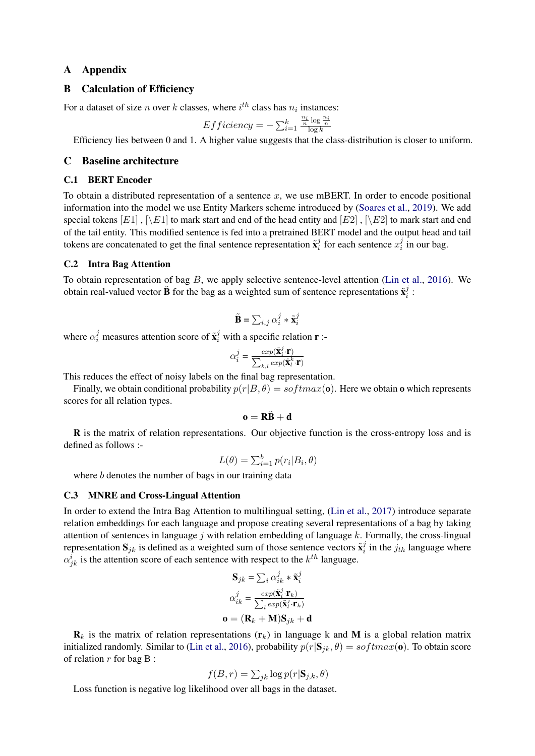# A Appendix

# B Calculation of Efficiency

For a dataset of size $n$ over $k$ classes, where $i^{th}$ class has $n_i$ instances:

$$Efficiency = -\sum_{i=1}^{k} \frac{\frac{n_i}{n} \log \frac{n_i}{n}}{\log k}$$

Efficiency lies between 0 and 1. A higher value suggests that the class-distribution is closer to uniform.

# C Baseline architecture

## C.1 BERT Encoder

To obtain a distributed representation of a sentence $x$, we use mBERT. In order to encode positional information into the model we use Entity Markers scheme introduced by (Soares et al., 2019). We add special tokens $[E1]$ , $[\backslash E1]$ to mark start and end of the head entity and $[E2]$ , $[\backslash E2]$ to mark start and end of the tail entity. This modified sentence is fed into a pretrained BERT model and the output head and tail tokens are concatenated to get the final sentence representation $\tilde{\mathbf{x}}_i^j$ for each sentence $x_i^j$ in our bag.

## C.2 Intra Bag Attention

To obtain representation of bag $B$, we apply selective sentence-level attention (Lin et al., 2016). We obtain real-valued vector $\tilde{\mathbf{B}}$ for the bag as a weighted sum of sentence representations $\tilde{\mathbf{x}}_i^j$ :

$$\tilde{\mathbf{B}} = \sum_{i,j} \alpha_i^j * \tilde{\mathbf{x}}_i^j$$

where $\alpha_i^j$ measures attention score of $\tilde{\mathbf{x}}_i^j$ with a specific relation $\mathbf{r}$ :-

$$\alpha_i^j = \frac{exp(\tilde{\mathbf{x}}_i^j \cdot \mathbf{r})}{\sum_{k,l} exp(\tilde{\mathbf{x}}_l^k \cdot \mathbf{r})}$$

This reduces the effect of noisy labels on the final bag representation.

Finally, we obtain conditional probability $p(r|B, \theta) = softmax(\mathbf{o})$. Here we obtain $\mathbf{o}$ which represents scores for all relation types.

$$\mathbf{o} = \mathbf{R}\tilde{\mathbf{B}} + \mathbf{d}$$

$\mathbf{R}$ is the matrix of relation representations. Our objective function is the cross-entropy loss and is defined as follows :-

$$L(\theta) = \sum_{i=1}^{b} p(r_i|B_i, \theta)$$

where $b$ denotes the number of bags in our training data

## C.3 MNRE and Cross-Lingual Attention

In order to extend the Intra Bag Attention to multilingual setting, (Lin et al., 2017) introduce separate relation embeddings for each language and propose creating several representations of a bag by taking attention of sentences in language $j$ with relation embedding of language $k$. Formally, the cross-lingual representation $\mathbf{S}_{jk}$ is defined as a weighted sum of those sentence vectors $\tilde{\mathbf{x}}_i^j$ in the $j_{th}$ language where $\alpha_{jk}^i$ is the attention score of each sentence with respect to the $k^{th}$ language.

$$\mathbf{S}_{jk} = \sum_i \alpha_{ik}^j * \tilde{\mathbf{x}}_i^j$$

$$\alpha_{ik}^j = \frac{exp(\tilde{\mathbf{x}}_i^j \cdot \mathbf{r}_k)}{\sum_l exp(\tilde{\mathbf{x}}_l^j \cdot \mathbf{r}_k)}$$

$$\mathbf{o} = (\mathbf{R}_k + \mathbf{M})\mathbf{S}_{jk} + \mathbf{d}$$

$\mathbf{R}_k$ is the matrix of relation representations ($\mathbf{r}_k$) in language k and $\mathbf{M}$ is a global relation matrix initialized randomly. Similar to (Lin et al., 2016), probability $p(r|\mathbf{S}_{jk}, \theta) = softmax(\mathbf{o})$. To obtain score of relation $r$ for bag B :

$$f(B, r) = \sum_{jk} \log p(r|\mathbf{S}_{j,k}, \theta)$$

Loss function is negative log likelihood over all bags in the dataset.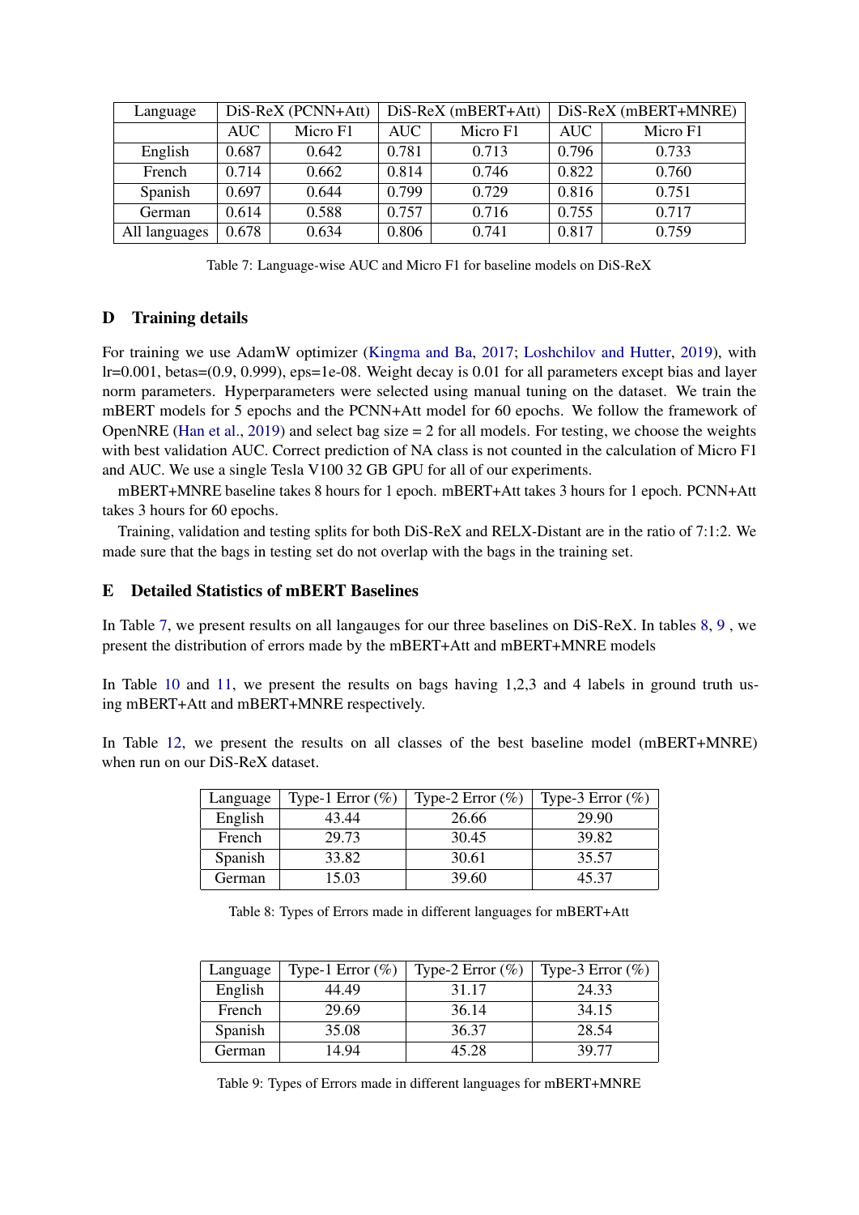| Language | DiS-ReX (PCNN+Att) | | DiS-ReX (mBERT+Att) | | DiS-ReX (mBERT+MNRE) | |
|---|---|---|---|---|---|---|
| | AUC | Micro F1 | AUC | Micro F1 | AUC | Micro F1 |
| English | 0.687 | 0.642 | 0.781 | 0.713 | 0.796 | 0.733 |
| French | 0.714 | 0.662 | 0.814 | 0.746 | 0.822 | 0.760 |
| Spanish | 0.697 | 0.644 | 0.799 | 0.729 | 0.816 | 0.751 |
| German | 0.614 | 0.588 | 0.757 | 0.716 | 0.755 | 0.717 |
| All languages | 0.678 | 0.634 | 0.806 | 0.741 | 0.817 | 0.759 |

Table 7: Language-wise AUC and Micro F1 for baseline models on DiS-ReX

## D Training details

For training we use AdamW optimizer (Kingma and Ba, 2017; Loshchilov and Hutter, 2019), with lr=0.001, betas=(0.9, 0.999), eps=1e-08. Weight decay is 0.01 for all parameters except bias and layer norm parameters. Hyperparameters were selected using manual tuning on the dataset. We train the mBERT models for 5 epochs and the PCNN+Att model for 60 epochs. We follow the framework of OpenNRE (Han et al., 2019) and select bag size = 2 for all models. For testing, we choose the weights with best validation AUC. Correct prediction of NA class is not counted in the calculation of Micro F1 and AUC. We use a single Tesla V100 32 GB GPU for all of our experiments.

mBERT+MNRE baseline takes 8 hours for 1 epoch. mBERT+Att takes 3 hours for 1 epoch. PCNN+Att takes 3 hours for 60 epochs.

Training, validation and testing splits for both DiS-ReX and RELX-Distant are in the ratio of 7:1:2. We made sure that the bags in testing set do not overlap with the bags in the training set.

## E Detailed Statistics of mBERT Baselines

In Table 7, we present results on all langauges for our three baselines on DiS-ReX. In tables 8, 9 , we present the distribution of errors made by the mBERT+Att and mBERT+MNRE models

In Table 10 and 11, we present the results on bags having 1,2,3 and 4 labels in ground truth using mBERT+Att and mBERT+MNRE respectively.

In Table 12, we present the results on all classes of the best baseline model (mBERT+MNRE) when run on our DiS-ReX dataset.

| Language | Type-1 Error (%) | Type-2 Error (%) | Type-3 Error (%) |
|---|---|---|---|
| English | 43.44 | 26.66 | 29.90 |
| French | 29.73 | 30.45 | 39.82 |
| Spanish | 33.82 | 30.61 | 35.57 |
| German | 15.03 | 39.60 | 45.37 |

Table 8: Types of Errors made in different languages for mBERT+Att

| Language | Type-1 Error (%) | Type-2 Error (%) | Type-3 Error (%) |
|---|---|---|---|
| English | 44.49 | 31.17 | 24.33 |
| French | 29.69 | 36.14 | 34.15 |
| Spanish | 35.08 | 36.37 | 28.54 |
| German | 14.94 | 45.28 | 39.77 |

Table 9: Types of Errors made in different languages for mBERT+MNRE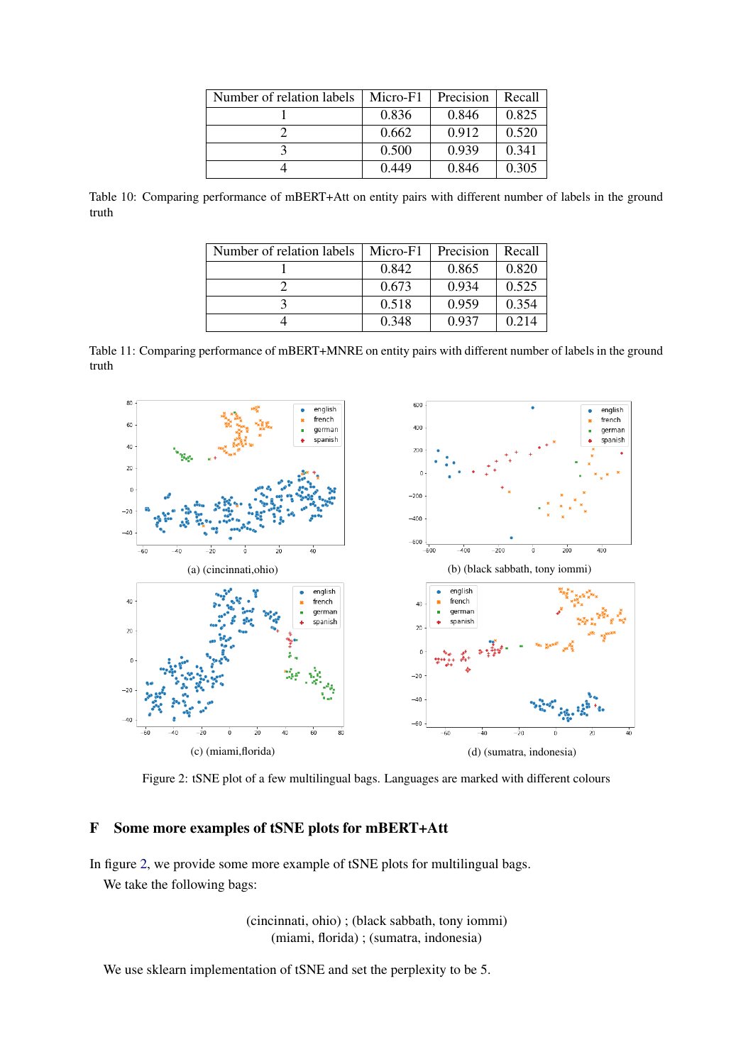| Number of relation labels | Micro-F1 | Precision | Recall |
|---|---|---|---|
| 1 | 0.836 | 0.846 | 0.825 |
| 2 | 0.662 | 0.912 | 0.520 |
| 3 | 0.500 | 0.939 | 0.341 |
| 4 | 0.449 | 0.846 | 0.305 |

Table 10: Comparing performance of mBERT+Att on entity pairs with different number of labels in the ground truth

| Number of relation labels | Micro-F1 | Precision | Recall |
|---|---|---|---|
| 1 | 0.842 | 0.865 | 0.820 |
| 2 | 0.673 | 0.934 | 0.525 |
| 3 | 0.518 | 0.959 | 0.354 |
| 4 | 0.348 | 0.937 | 0.214 |

Table 11: Comparing performance of mBERT+MNRE on entity pairs with different number of labels in the ground truth

(a) (cincinnati,ohio)

(b) (black sabbath, tony iommi)

(c) (miami,florida)

(d) (sumatra, indonesia)

Figure 2: tSNE plot of a few multilingual bags. Languages are marked with different colours

## F Some more examples of tSNE plots for mBERT+Att

In figure 2, we provide some more example of tSNE plots for multilingual bags.

We take the following bags:

(cincinnati, ohio) ; (black sabbath, tony iommi)
(miami, florida) ; (sumatra, indonesia)

We use sklearn implementation of tSNE and set the perplexity to be 5.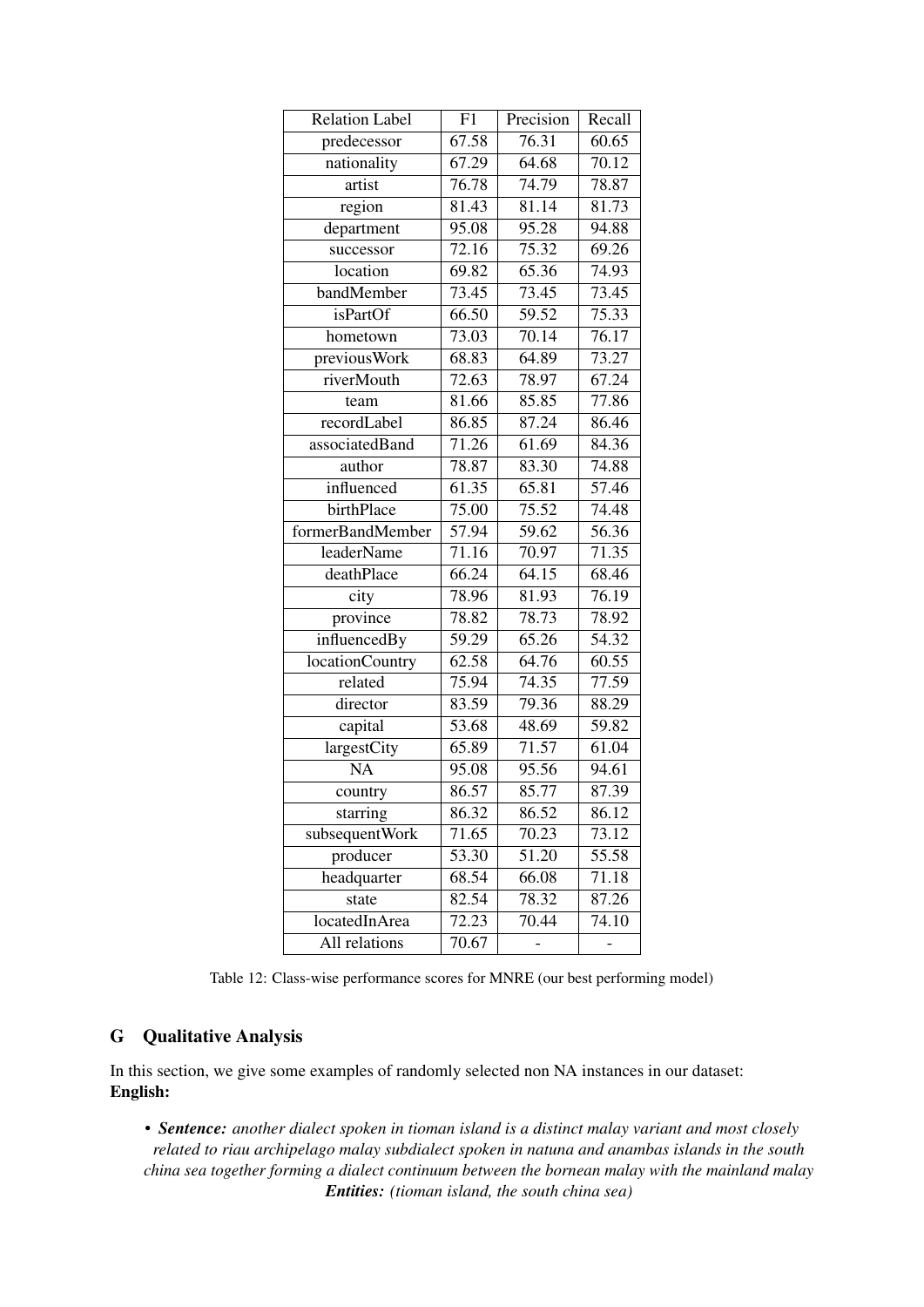| Relation Label | F1 | Precision | Recall |
| --- | --- | --- | --- |
| predecessor | 67.58 | 76.31 | 60.65 |
| nationality | 67.29 | 64.68 | 70.12 |
| artist | 76.78 | 74.79 | 78.87 |
| region | 81.43 | 81.14 | 81.73 |
| department | 95.08 | 95.28 | 94.88 |
| successor | 72.16 | 75.32 | 69.26 |
| location | 69.82 | 65.36 | 74.93 |
| bandMember | 73.45 | 73.45 | 73.45 |
| isPartOf | 66.50 | 59.52 | 75.33 |
| hometown | 73.03 | 70.14 | 76.17 |
| previousWork | 68.83 | 64.89 | 73.27 |
| riverMouth | 72.63 | 78.97 | 67.24 |
| team | 81.66 | 85.85 | 77.86 |
| recordLabel | 86.85 | 87.24 | 86.46 |
| associatedBand | 71.26 | 61.69 | 84.36 |
| author | 78.87 | 83.30 | 74.88 |
| influenced | 61.35 | 65.81 | 57.46 |
| birthPlace | 75.00 | 75.52 | 74.48 |
| formerBandMember | 57.94 | 59.62 | 56.36 |
| leaderName | 71.16 | 70.97 | 71.35 |
| deathPlace | 66.24 | 64.15 | 68.46 |
| city | 78.96 | 81.93 | 76.19 |
| province | 78.82 | 78.73 | 78.92 |
| influencedBy | 59.29 | 65.26 | 54.32 |
| locationCountry | 62.58 | 64.76 | 60.55 |
| related | 75.94 | 74.35 | 77.59 |
| director | 83.59 | 79.36 | 88.29 |
| capital | 53.68 | 48.69 | 59.82 |
| largestCity | 65.89 | 71.57 | 61.04 |
| NA | 95.08 | 95.56 | 94.61 |
| country | 86.57 | 85.77 | 87.39 |
| starring | 86.32 | 86.52 | 86.12 |
| subsequentWork | 71.65 | 70.23 | 73.12 |
| producer | 53.30 | 51.20 | 55.58 |
| headquarter | 68.54 | 66.08 | 71.18 |
| state | 82.54 | 78.32 | 87.26 |
| locatedInArea | 72.23 | 70.44 | 74.10 |
| All relations | 70.67 | - | - |

Table 12: Class-wise performance scores for MNRE (our best performing model)

## G Qualitative Analysis

In this section, we give some examples of randomly selected non NA instances in our dataset:
**English:**

- ***Sentence:*** *another dialect spoken in tioman island is a distinct malay variant and most closely related to riau archipelago malay subdialect spoken in natuna and anambas islands in the south china sea together forming a dialect continuum between the bornean malay with the mainland malay*
  ***Entities:*** *(tioman island, the south china sea)*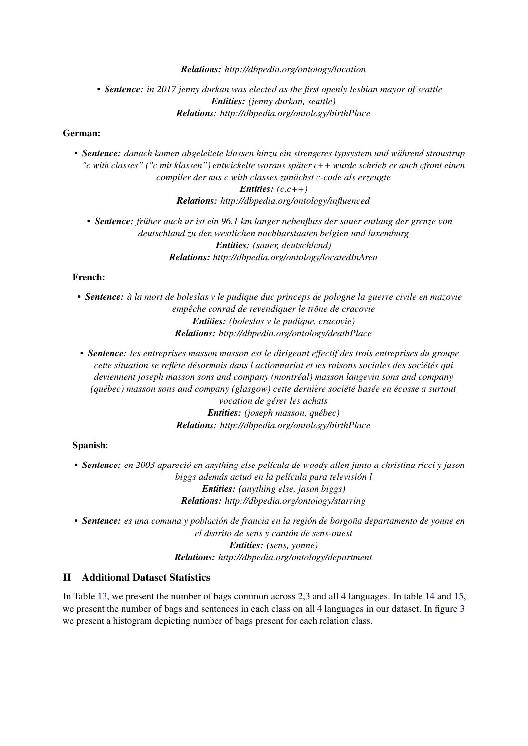***Relations:*** *http://dbpedia.org/ontology/location*

- ***Sentence:*** *in 2017 jenny durkan was elected as the first openly lesbian mayor of seattle*
  ***Entities:*** *(jenny durkan, seattle)*
  ***Relations:*** *http://dbpedia.org/ontology/birthPlace*

**German:**

- ***Sentence:*** *danach kamen abgeleitete klassen hinzu ein strengeres typsystem und während stroustrup "c with classes" ("c mit klassen") entwickelte woraus später c++ wurde schrieb er auch cfront einen compiler der aus c with classes zunächst c-code als erzeugte*
  ***Entities:*** *(c,c++)*
  ***Relations:*** *http://dbpedia.org/ontology/influenced*

- ***Sentence:*** *früher auch ur ist ein 96.1 km langer nebenfluss der sauer entlang der grenze von deutschland zu den westlichen nachbarstaaten belgien und luxemburg*
  ***Entities:*** *(sauer, deutschland)*
  ***Relations:*** *http://dbpedia.org/ontology/locatedInArea*

**French:**

- ***Sentence:*** *à la mort de boleslas v le pudique duc princeps de pologne la guerre civile en mazovie empêche conrad de revendiquer le trône de cracovie*
  ***Entities:*** *(boleslas v le pudique, cracovie)*
  ***Relations:*** *http://dbpedia.org/ontology/deathPlace*

- ***Sentence:*** *les entreprises masson masson est le dirigeant effectif des trois entreprises du groupe cette situation se reflète désormais dans l actionnariat et les raisons sociales des sociétés qui deviennent joseph masson sons and company (montréal) masson langevin sons and company (québec) masson sons and company (glasgow) cette dernière société basée en écosse a surtout vocation de gérer les achats*
  ***Entities:*** *(joseph masson, québec)*
  ***Relations:*** *http://dbpedia.org/ontology/birthPlace*

**Spanish:**

- ***Sentence:*** *en 2003 apareció en anything else película de woody allen junto a christina ricci y jason biggs además actuó en la película para televisión l*
  ***Entities:*** *(anything else, jason biggs)*
  ***Relations:*** *http://dbpedia.org/ontology/starring*

- ***Sentence:*** *es una comuna y población de francia en la región de borgoña departamento de yonne en el distrito de sens y cantón de sens-ouest*
  ***Entities:*** *(sens, yonne)*
  ***Relations:*** *http://dbpedia.org/ontology/department*

## H Additional Dataset Statistics

In Table 13, we present the number of bags common across 2,3 and all 4 languages. In table 14 and 15, we present the number of bags and sentences in each class on all 4 languages in our dataset. In figure 3 we present a histogram depicting number of bags present for each relation class.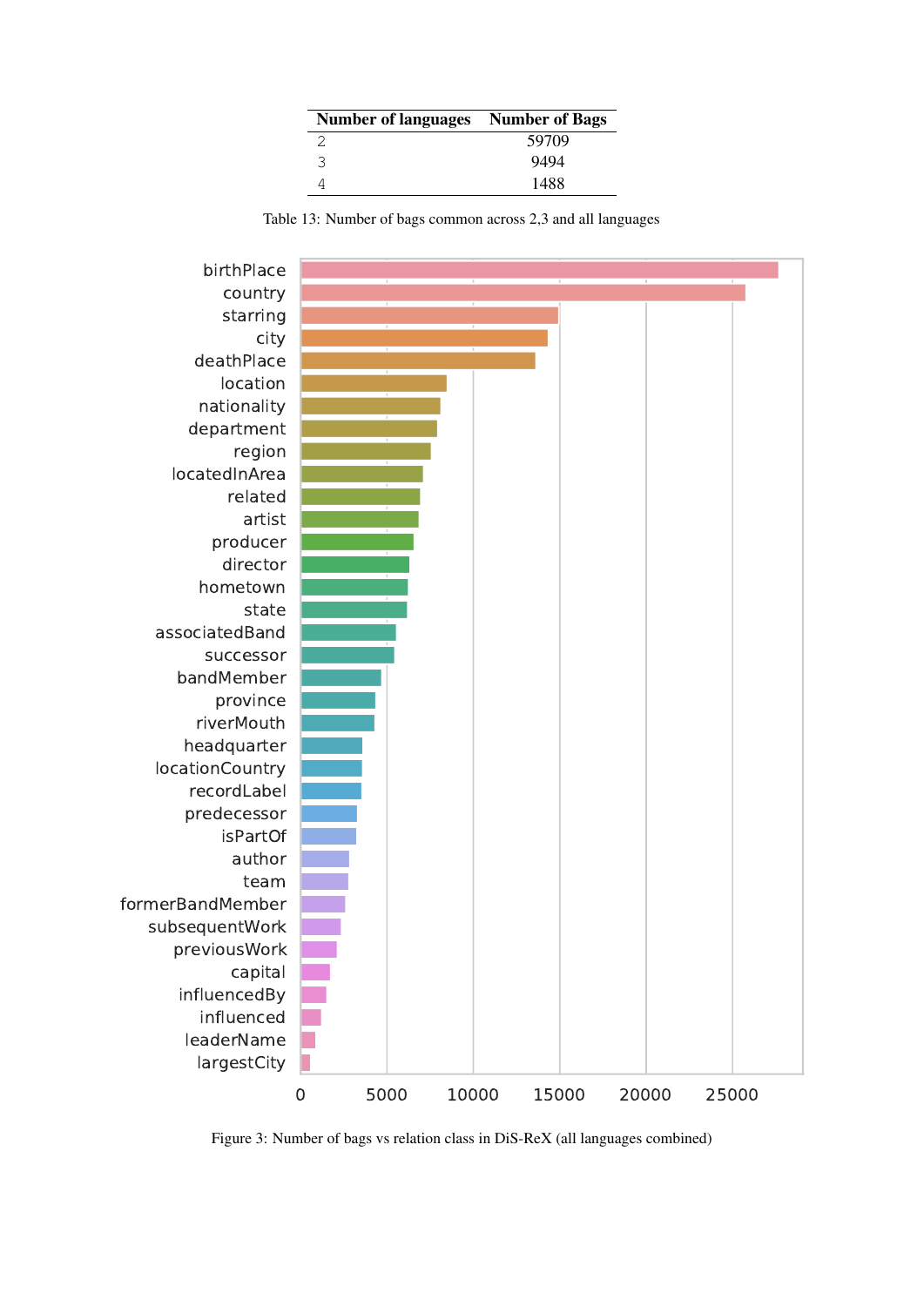| Number of languages | Number of Bags |
|---|---|
| 2 | 59709 |
| 3 | 9494 |
| 4 | 1488 |

Table 13: Number of bags common across 2,3 and all languages

Figure 3: Number of bags vs relation class in DiS-ReX (all languages combined)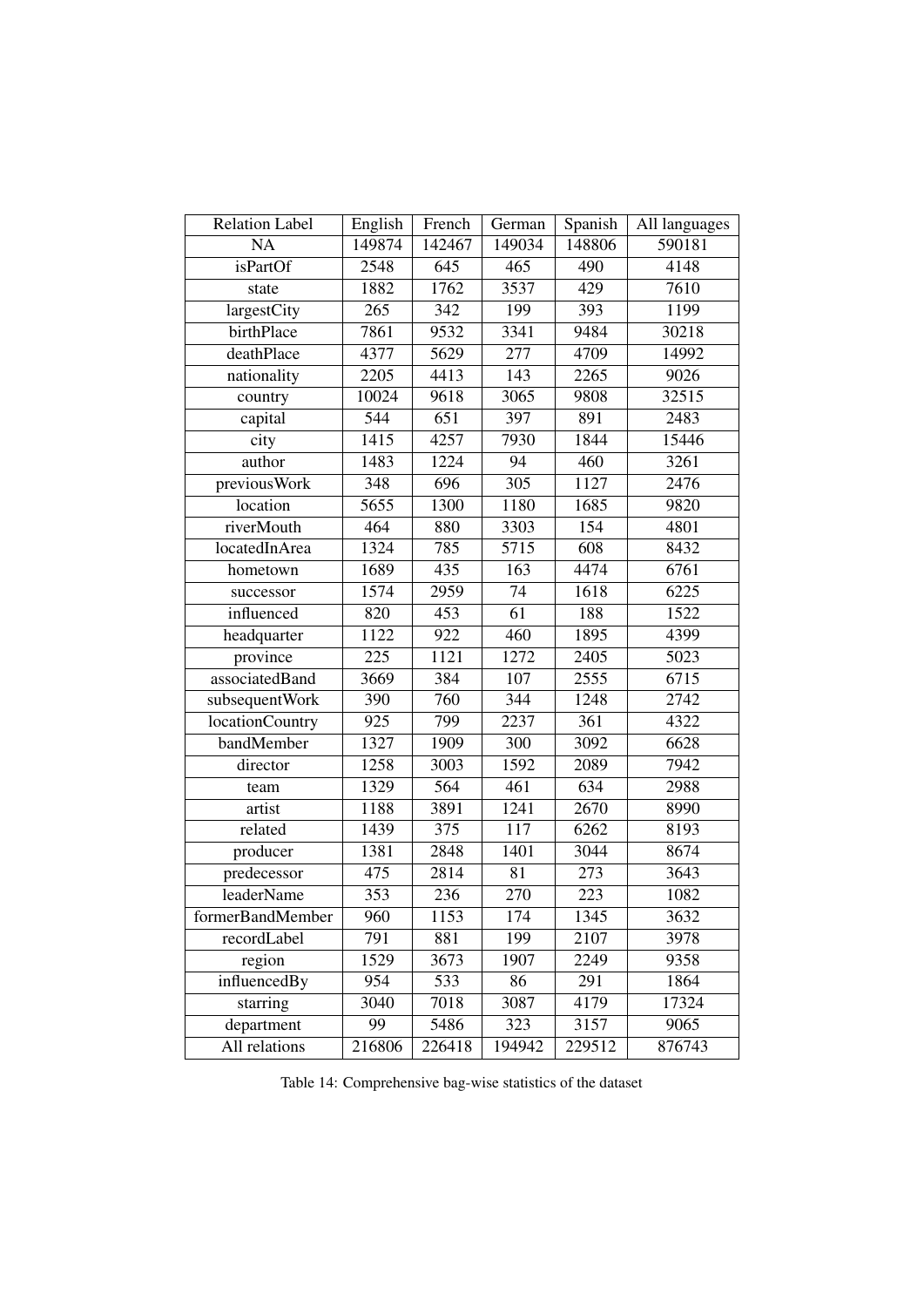| Relation Label | English | French | German | Spanish | All languages |
|---|---|---|---|---|---|
| NA | 149874 | 142467 | 149034 | 148806 | 590181 |
| isPartOf | 2548 | 645 | 465 | 490 | 4148 |
| state | 1882 | 1762 | 3537 | 429 | 7610 |
| largestCity | 265 | 342 | 199 | 393 | 1199 |
| birthPlace | 7861 | 9532 | 3341 | 9484 | 30218 |
| deathPlace | 4377 | 5629 | 277 | 4709 | 14992 |
| nationality | 2205 | 4413 | 143 | 2265 | 9026 |
| country | 10024 | 9618 | 3065 | 9808 | 32515 |
| capital | 544 | 651 | 397 | 891 | 2483 |
| city | 1415 | 4257 | 7930 | 1844 | 15446 |
| author | 1483 | 1224 | 94 | 460 | 3261 |
| previousWork | 348 | 696 | 305 | 1127 | 2476 |
| location | 5655 | 1300 | 1180 | 1685 | 9820 |
| riverMouth | 464 | 880 | 3303 | 154 | 4801 |
| locatedInArea | 1324 | 785 | 5715 | 608 | 8432 |
| hometown | 1689 | 435 | 163 | 4474 | 6761 |
| successor | 1574 | 2959 | 74 | 1618 | 6225 |
| influenced | 820 | 453 | 61 | 188 | 1522 |
| headquarter | 1122 | 922 | 460 | 1895 | 4399 |
| province | 225 | 1121 | 1272 | 2405 | 5023 |
| associatedBand | 3669 | 384 | 107 | 2555 | 6715 |
| subsequentWork | 390 | 760 | 344 | 1248 | 2742 |
| locationCountry | 925 | 799 | 2237 | 361 | 4322 |
| bandMember | 1327 | 1909 | 300 | 3092 | 6628 |
| director | 1258 | 3003 | 1592 | 2089 | 7942 |
| team | 1329 | 564 | 461 | 634 | 2988 |
| artist | 1188 | 3891 | 1241 | 2670 | 8990 |
| related | 1439 | 375 | 117 | 6262 | 8193 |
| producer | 1381 | 2848 | 1401 | 3044 | 8674 |
| predecessor | 475 | 2814 | 81 | 273 | 3643 |
| leaderName | 353 | 236 | 270 | 223 | 1082 |
| formerBandMember | 960 | 1153 | 174 | 1345 | 3632 |
| recordLabel | 791 | 881 | 199 | 2107 | 3978 |
| region | 1529 | 3673 | 1907 | 2249 | 9358 |
| influencedBy | 954 | 533 | 86 | 291 | 1864 |
| starring | 3040 | 7018 | 3087 | 4179 | 17324 |
| department | 99 | 5486 | 323 | 3157 | 9065 |
| All relations | 216806 | 226418 | 194942 | 229512 | 876743 |

Table 14: Comprehensive bag-wise statistics of the dataset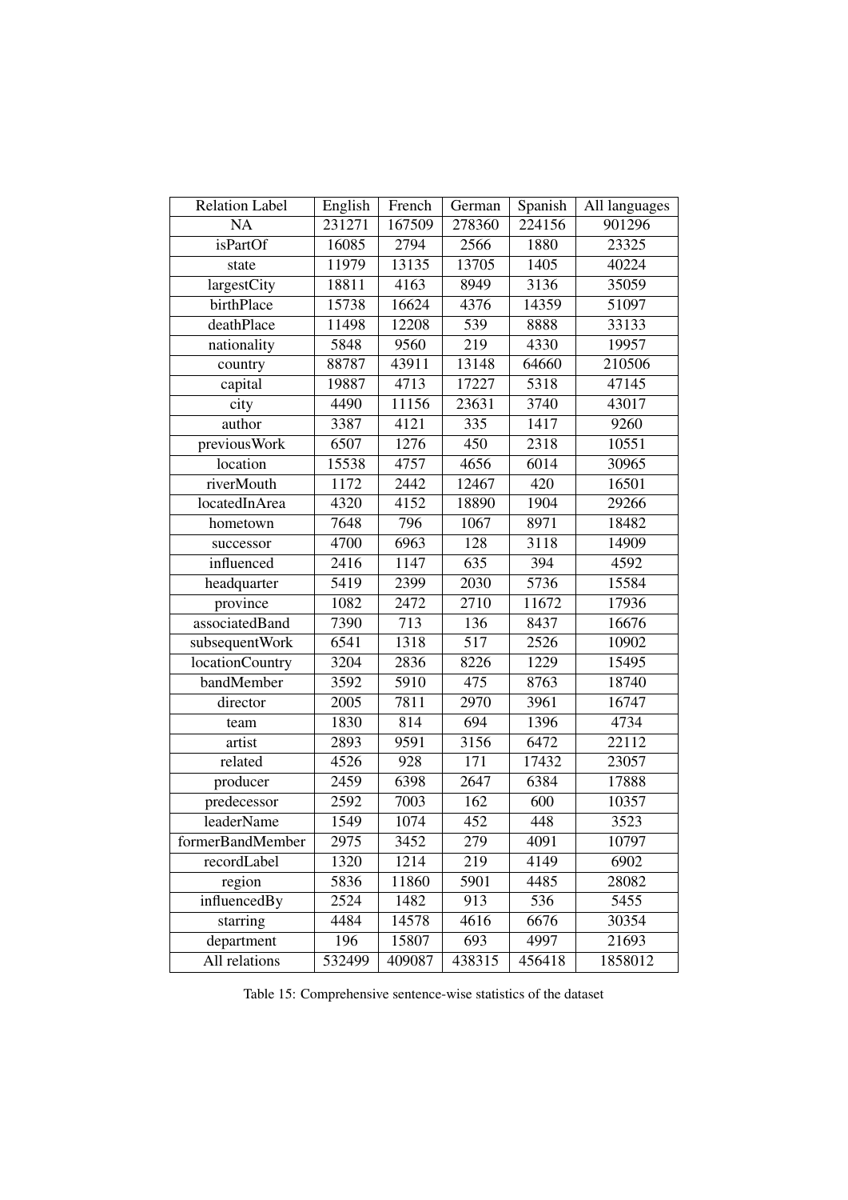| Relation Label | English | French | German | Spanish | All languages |
|---|---|---|---|---|---|
| NA | 231271 | 167509 | 278360 | 224156 | 901296 |
| isPartOf | 16085 | 2794 | 2566 | 1880 | 23325 |
| state | 11979 | 13135 | 13705 | 1405 | 40224 |
| largestCity | 18811 | 4163 | 8949 | 3136 | 35059 |
| birthPlace | 15738 | 16624 | 4376 | 14359 | 51097 |
| deathPlace | 11498 | 12208 | 539 | 8888 | 33133 |
| nationality | 5848 | 9560 | 219 | 4330 | 19957 |
| country | 88787 | 43911 | 13148 | 64660 | 210506 |
| capital | 19887 | 4713 | 17227 | 5318 | 47145 |
| city | 4490 | 11156 | 23631 | 3740 | 43017 |
| author | 3387 | 4121 | 335 | 1417 | 9260 |
| previousWork | 6507 | 1276 | 450 | 2318 | 10551 |
| location | 15538 | 4757 | 4656 | 6014 | 30965 |
| riverMouth | 1172 | 2442 | 12467 | 420 | 16501 |
| locatedInArea | 4320 | 4152 | 18890 | 1904 | 29266 |
| hometown | 7648 | 796 | 1067 | 8971 | 18482 |
| successor | 4700 | 6963 | 128 | 3118 | 14909 |
| influenced | 2416 | 1147 | 635 | 394 | 4592 |
| headquarter | 5419 | 2399 | 2030 | 5736 | 15584 |
| province | 1082 | 2472 | 2710 | 11672 | 17936 |
| associatedBand | 7390 | 713 | 136 | 8437 | 16676 |
| subsequentWork | 6541 | 1318 | 517 | 2526 | 10902 |
| locationCountry | 3204 | 2836 | 8226 | 1229 | 15495 |
| bandMember | 3592 | 5910 | 475 | 8763 | 18740 |
| director | 2005 | 7811 | 2970 | 3961 | 16747 |
| team | 1830 | 814 | 694 | 1396 | 4734 |
| artist | 2893 | 9591 | 3156 | 6472 | 22112 |
| related | 4526 | 928 | 171 | 17432 | 23057 |
| producer | 2459 | 6398 | 2647 | 6384 | 17888 |
| predecessor | 2592 | 7003 | 162 | 600 | 10357 |
| leaderName | 1549 | 1074 | 452 | 448 | 3523 |
| formerBandMember | 2975 | 3452 | 279 | 4091 | 10797 |
| recordLabel | 1320 | 1214 | 219 | 4149 | 6902 |
| region | 5836 | 11860 | 5901 | 4485 | 28082 |
| influencedBy | 2524 | 1482 | 913 | 536 | 5455 |
| starring | 4484 | 14578 | 4616 | 6676 | 30354 |
| department | 196 | 15807 | 693 | 4997 | 21693 |
| All relations | 532499 | 409087 | 438315 | 456418 | 1858012 |

Table 15: Comprehensive sentence-wise statistics of the dataset